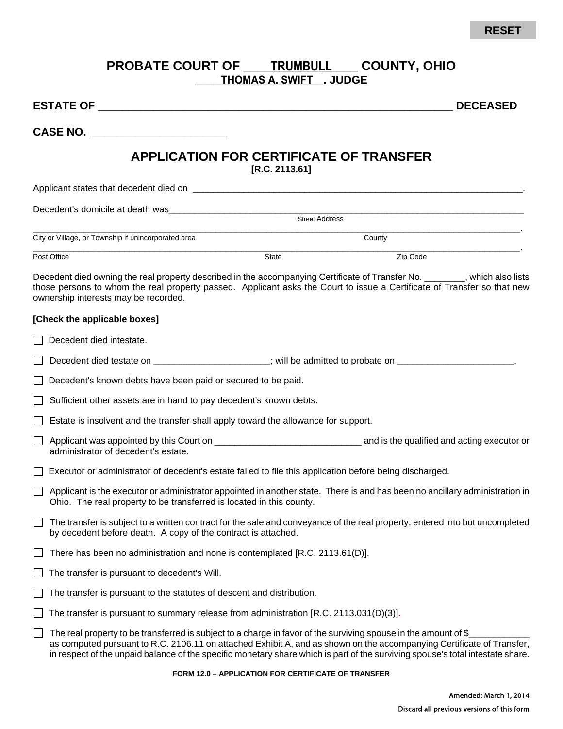RESET

# PROBATE COURT OF TRUMBULL COUNTY, OHIO

**THOMAS A. SWIFT. JUDGE**

**ESTATE OF \_\_\_\_\_\_\_\_\_\_\_\_\_\_\_\_\_\_\_\_\_\_\_\_\_\_\_\_\_\_\_\_\_\_\_\_\_\_\_\_\_\_\_\_\_\_\_\_\_\_\_\_\_\_\_\_ DECEASED**

**CASE NO. \_\_\_\_\_\_\_\_\_\_\_\_\_\_\_\_\_\_\_\_\_\_**

## APPLICATION FOR CERTIFICATE OF TRANSFER

**[R.C. 2113.61]**

Applicant states that decedent died on \_\_\_\_\_\_\_\_\_\_\_\_\_\_\_\_\_\_\_\_\_\_\_\_\_\_\_\_\_\_\_\_\_\_\_\_\_\_\_\_\_\_\_\_\_\_\_\_\_\_\_\_\_\_\_\_.

Decedent's domicile at death was\_\_\_\_\_\_\_\_\_\_\_\_\_\_\_\_\_\_\_\_\_\_\_\_\_\_\_\_\_\_\_\_\_\_\_\_\_\_\_\_\_\_\_\_\_\_\_\_\_\_\_\_\_\_\_\_
Street Address

\_\_\_\_\_\_\_\_\_\_\_\_\_\_\_\_\_\_\_\_\_\_\_\_\_\_\_\_\_\_\_\_\_\_\_\_\_\_\_\_\_\_\_\_\_\_\_\_\_\_\_\_\_\_\_\_\_\_\_\_\_\_\_\_\_\_\_\_\_\_\_\_\_\_\_\_.
City or Village, or Township if unincorporated area County

\_\_\_\_\_\_\_\_\_\_\_\_\_\_\_\_\_\_\_\_\_\_\_\_\_\_\_\_\_\_\_\_\_\_\_\_\_\_\_\_\_\_\_\_\_\_\_\_\_\_\_\_\_\_\_\_\_\_\_\_\_\_\_\_\_\_\_\_\_\_\_\_\_\_\_\_.
Post Office State Zip Code

Decedent died owning the real property described in the accompanying Certificate of Transfer No. \_\_\_\_\_\_\_\_, which also lists those persons to whom the real property passed. Applicant asks the Court to issue a Certificate of Transfer so that new ownership interests may be recorded.

**[Check the applicable boxes]**

- ☐ Decedent died intestate.
- ☐ Decedent died testate on \_\_\_\_\_\_\_\_\_\_\_\_\_\_\_\_\_\_\_\_\_\_; will be admitted to probate on \_\_\_\_\_\_\_\_\_\_\_\_\_\_\_\_\_\_\_\_\_\_.
- ☐ Decedent's known debts have been paid or secured to be paid.
- ☐ Sufficient other assets are in hand to pay decedent's known debts.
- ☐ Estate is insolvent and the transfer shall apply toward the allowance for support.
- ☐ Applicant was appointed by this Court on \_\_\_\_\_\_\_\_\_\_\_\_\_\_\_\_\_\_\_\_\_\_\_\_\_\_\_\_ and is the qualified and acting executor or administrator of decedent's estate.
- ☐ Executor or administrator of decedent's estate failed to file this application before being discharged.
- ☐ Applicant is the executor or administrator appointed in another state. There is and has been no ancillary administration in Ohio. The real property to be transferred is located in this county.
- ☐ The transfer is subject to a written contract for the sale and conveyance of the real property, entered into but uncompleted by decedent before death. A copy of the contract is attached.
- ☐ There has been no administration and none is contemplated [R.C. 2113.61(D)].
- ☐ The transfer is pursuant to decedent's Will.
- ☐ The transfer is pursuant to the statutes of descent and distribution.
- ☐ The transfer is pursuant to summary release from administration [R.C. 2113.031(D)(3)].
- ☐ The real property to be transferred is subject to a charge in favor of the surviving spouse in the amount of $\_\_\_\_\_\_\_\_\_\_\_\_ as computed pursuant to R.C. 2106.11 on attached Exhibit A, and as shown on the accompanying Certificate of Transfer, in respect of the unpaid balance of the specific monetary share which is part of the surviving spouse's total intestate share.

**FORM 12.0 – APPLICATION FOR CERTIFICATE OF TRANSFER**

Amended: March 1, 2014

Discard all previous versions of this form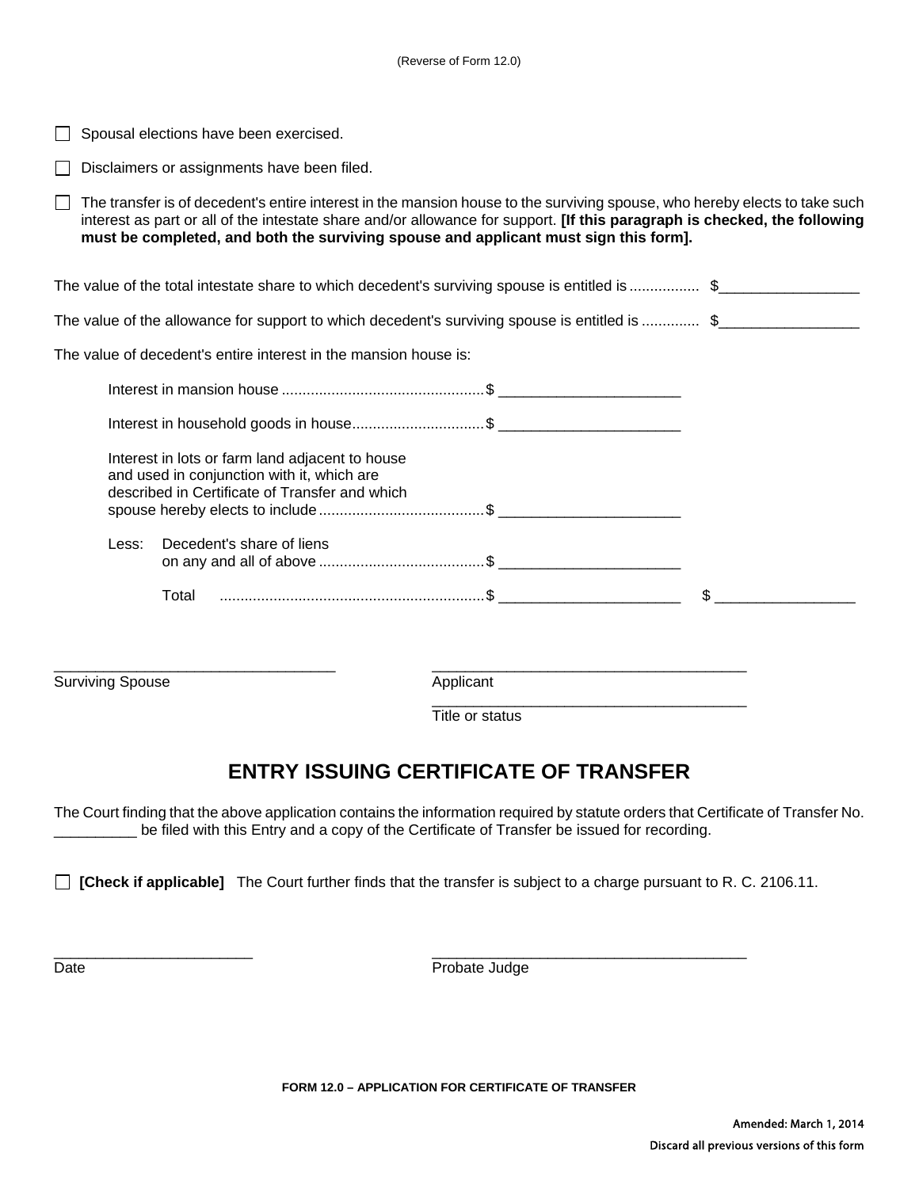(Reverse of Form 12.0)

☐ Spousal elections have been exercised.

☐ Disclaimers or assignments have been filed.

☐ The transfer is of decedent's entire interest in the mansion house to the surviving spouse, who hereby elects to take such interest as part or all of the intestate share and/or allowance for support. **[If this paragraph is checked, the following must be completed, and both the surviving spouse and applicant must sign this form].**

The value of the total intestate share to which decedent's surviving spouse is entitled is ................ $_________________

The value of the allowance for support to which decedent's surviving spouse is entitled is ............. $_________________

The value of decedent's entire interest in the mansion house is:

Interest in mansion house ................................................ $ ______________________

Interest in household goods in house............................... $ ______________________

Interest in lots or farm land adjacent to house and used in conjunction with it, which are described in Certificate of Transfer and which spouse hereby elects to include ....................................... $ ______________________

Less: Decedent's share of liens on any and all of above ....................................... $ ______________________

Total ............................................................... $ ______________________ $ _________________

___________________________________
Surviving Spouse

_______________________________________
Applicant

_______________________________________
Title or status

## ENTRY ISSUING CERTIFICATE OF TRANSFER

The Court finding that the above application contains the information required by statute orders that Certificate of Transfer No. __________ be filed with this Entry and a copy of the Certificate of Transfer be issued for recording.

☐ **[Check if applicable]** The Court further finds that the transfer is subject to a charge pursuant to R. C. 2106.11.

________________________
Date

_______________________________________
Probate Judge

**FORM 12.0 – APPLICATION FOR CERTIFICATE OF TRANSFER**

Amended: March 1, 2014

Discard all previous versions of this form